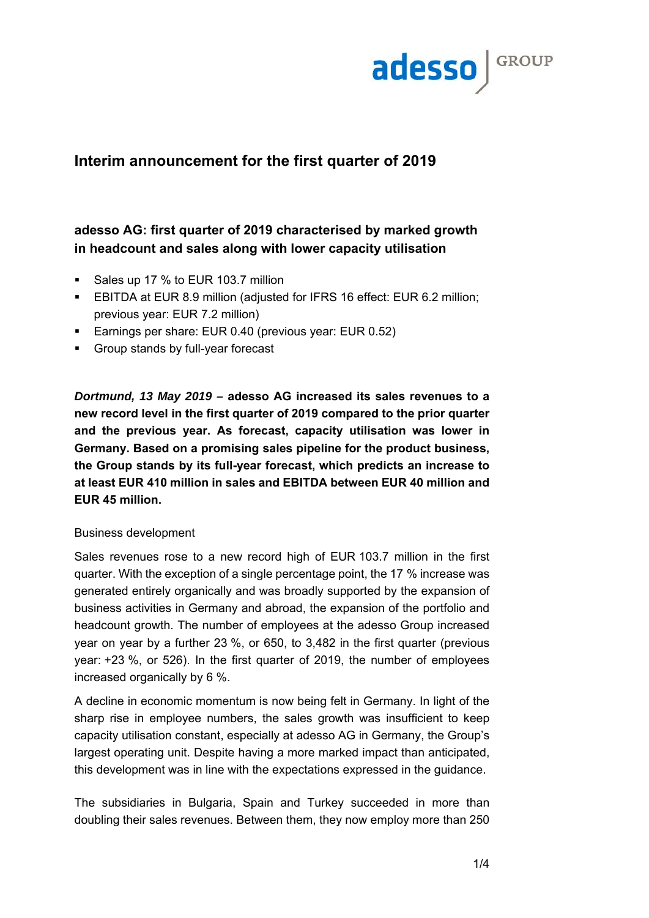# Interim announcement for the first quarter of 2019

## adesso AG: first quarter of 2019 characterised by marked growth in headcount and sales along with lower capacity utilisation

- Sales up 17 % to EUR 103.7 million
- EBITDA at EUR 8.9 million (adjusted for IFRS 16 effect: EUR 6.2 million; previous year: EUR 7.2 million)
- Earnings per share: EUR 0.40 (previous year: EUR 0.52)
- Group stands by full-year forecast

***Dortmund, 13 May 2019* – adesso AG increased its sales revenues to a new record level in the first quarter of 2019 compared to the prior quarter and the previous year. As forecast, capacity utilisation was lower in Germany. Based on a promising sales pipeline for the product business, the Group stands by its full-year forecast, which predicts an increase to at least EUR 410 million in sales and EBITDA between EUR 40 million and EUR 45 million.**

Business development

Sales revenues rose to a new record high of EUR 103.7 million in the first quarter. With the exception of a single percentage point, the 17 % increase was generated entirely organically and was broadly supported by the expansion of business activities in Germany and abroad, the expansion of the portfolio and headcount growth. The number of employees at the adesso Group increased year on year by a further 23 %, or 650, to 3,482 in the first quarter (previous year: +23 %, or 526). In the first quarter of 2019, the number of employees increased organically by 6 %.

A decline in economic momentum is now being felt in Germany. In light of the sharp rise in employee numbers, the sales growth was insufficient to keep capacity utilisation constant, especially at adesso AG in Germany, the Group's largest operating unit. Despite having a more marked impact than anticipated, this development was in line with the expectations expressed in the guidance.

The subsidiaries in Bulgaria, Spain and Turkey succeeded in more than doubling their sales revenues. Between them, they now employ more than 250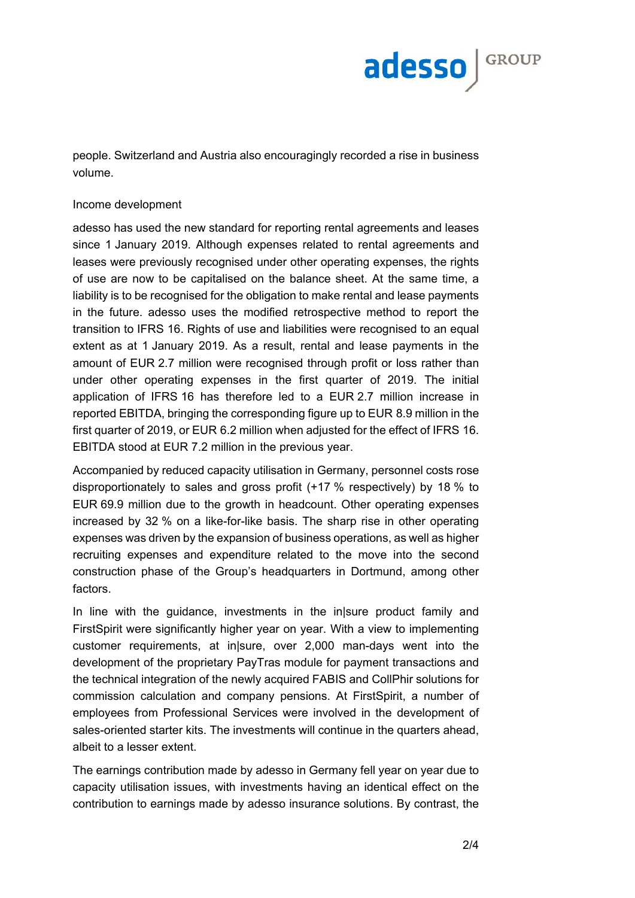people. Switzerland and Austria also encouragingly recorded a rise in business volume.

## Income development

adesso has used the new standard for reporting rental agreements and leases since 1 January 2019. Although expenses related to rental agreements and leases were previously recognised under other operating expenses, the rights of use are now to be capitalised on the balance sheet. At the same time, a liability is to be recognised for the obligation to make rental and lease payments in the future. adesso uses the modified retrospective method to report the transition to IFRS 16. Rights of use and liabilities were recognised to an equal extent as at 1 January 2019. As a result, rental and lease payments in the amount of EUR 2.7 million were recognised through profit or loss rather than under other operating expenses in the first quarter of 2019. The initial application of IFRS 16 has therefore led to a EUR 2.7 million increase in reported EBITDA, bringing the corresponding figure up to EUR 8.9 million in the first quarter of 2019, or EUR 6.2 million when adjusted for the effect of IFRS 16. EBITDA stood at EUR 7.2 million in the previous year.

Accompanied by reduced capacity utilisation in Germany, personnel costs rose disproportionately to sales and gross profit (+17 % respectively) by 18 % to EUR 69.9 million due to the growth in headcount. Other operating expenses increased by 32 % on a like-for-like basis. The sharp rise in other operating expenses was driven by the expansion of business operations, as well as higher recruiting expenses and expenditure related to the move into the second construction phase of the Group's headquarters in Dortmund, among other factors.

In line with the guidance, investments in the in|sure product family and FirstSpirit were significantly higher year on year. With a view to implementing customer requirements, at in|sure, over 2,000 man-days went into the development of the proprietary PayTras module for payment transactions and the technical integration of the newly acquired FABIS and CollPhir solutions for commission calculation and company pensions. At FirstSpirit, a number of employees from Professional Services were involved in the development of sales-oriented starter kits. The investments will continue in the quarters ahead, albeit to a lesser extent.

The earnings contribution made by adesso in Germany fell year on year due to capacity utilisation issues, with investments having an identical effect on the contribution to earnings made by adesso insurance solutions. By contrast, the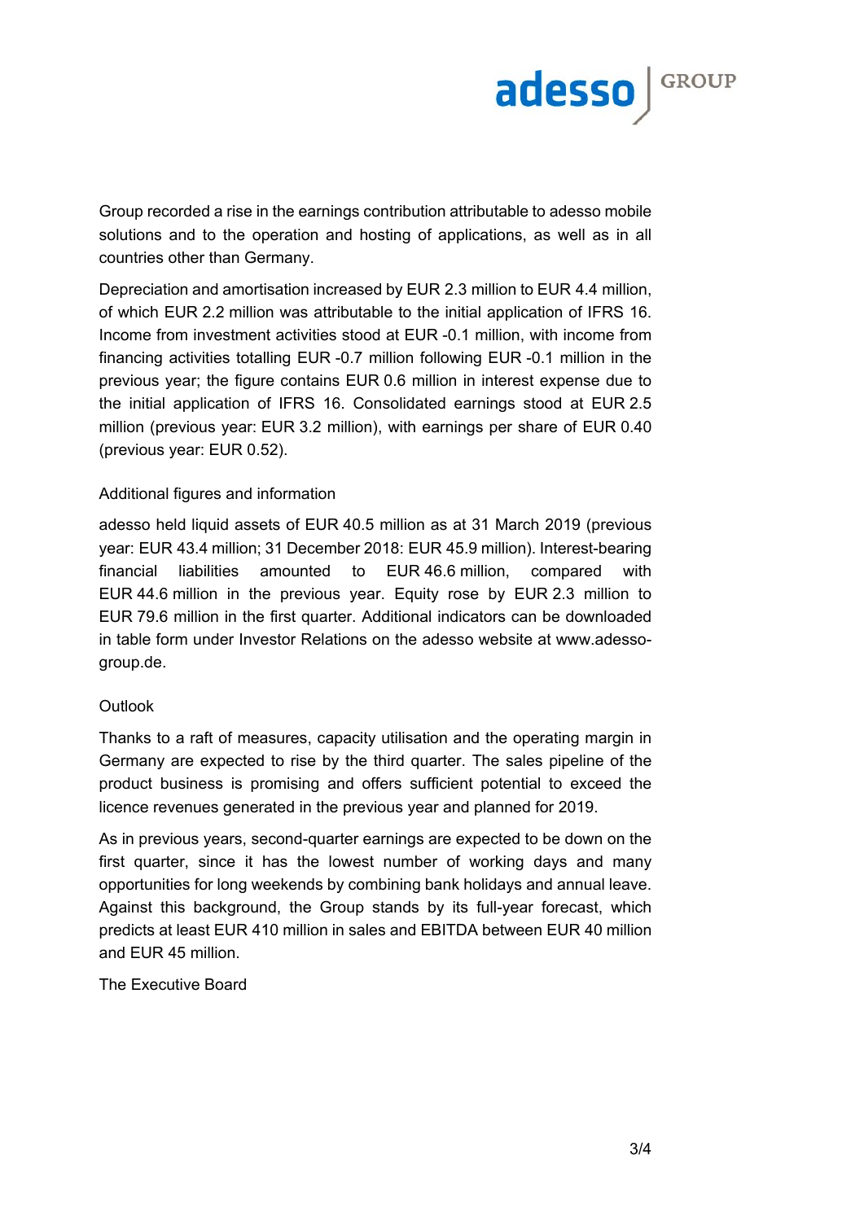Group recorded a rise in the earnings contribution attributable to adesso mobile solutions and to the operation and hosting of applications, as well as in all countries other than Germany.

Depreciation and amortisation increased by EUR 2.3 million to EUR 4.4 million, of which EUR 2.2 million was attributable to the initial application of IFRS 16. Income from investment activities stood at EUR -0.1 million, with income from financing activities totalling EUR -0.7 million following EUR -0.1 million in the previous year; the figure contains EUR 0.6 million in interest expense due to the initial application of IFRS 16. Consolidated earnings stood at EUR 2.5 million (previous year: EUR 3.2 million), with earnings per share of EUR 0.40 (previous year: EUR 0.52).

## Additional figures and information

adesso held liquid assets of EUR 40.5 million as at 31 March 2019 (previous year: EUR 43.4 million; 31 December 2018: EUR 45.9 million). Interest-bearing financial liabilities amounted to EUR 46.6 million, compared with EUR 44.6 million in the previous year. Equity rose by EUR 2.3 million to EUR 79.6 million in the first quarter. Additional indicators can be downloaded in table form under Investor Relations on the adesso website at www.adesso-group.de.

## Outlook

Thanks to a raft of measures, capacity utilisation and the operating margin in Germany are expected to rise by the third quarter. The sales pipeline of the product business is promising and offers sufficient potential to exceed the licence revenues generated in the previous year and planned for 2019.

As in previous years, second-quarter earnings are expected to be down on the first quarter, since it has the lowest number of working days and many opportunities for long weekends by combining bank holidays and annual leave. Against this background, the Group stands by its full-year forecast, which predicts at least EUR 410 million in sales and EBITDA between EUR 40 million and EUR 45 million.

The Executive Board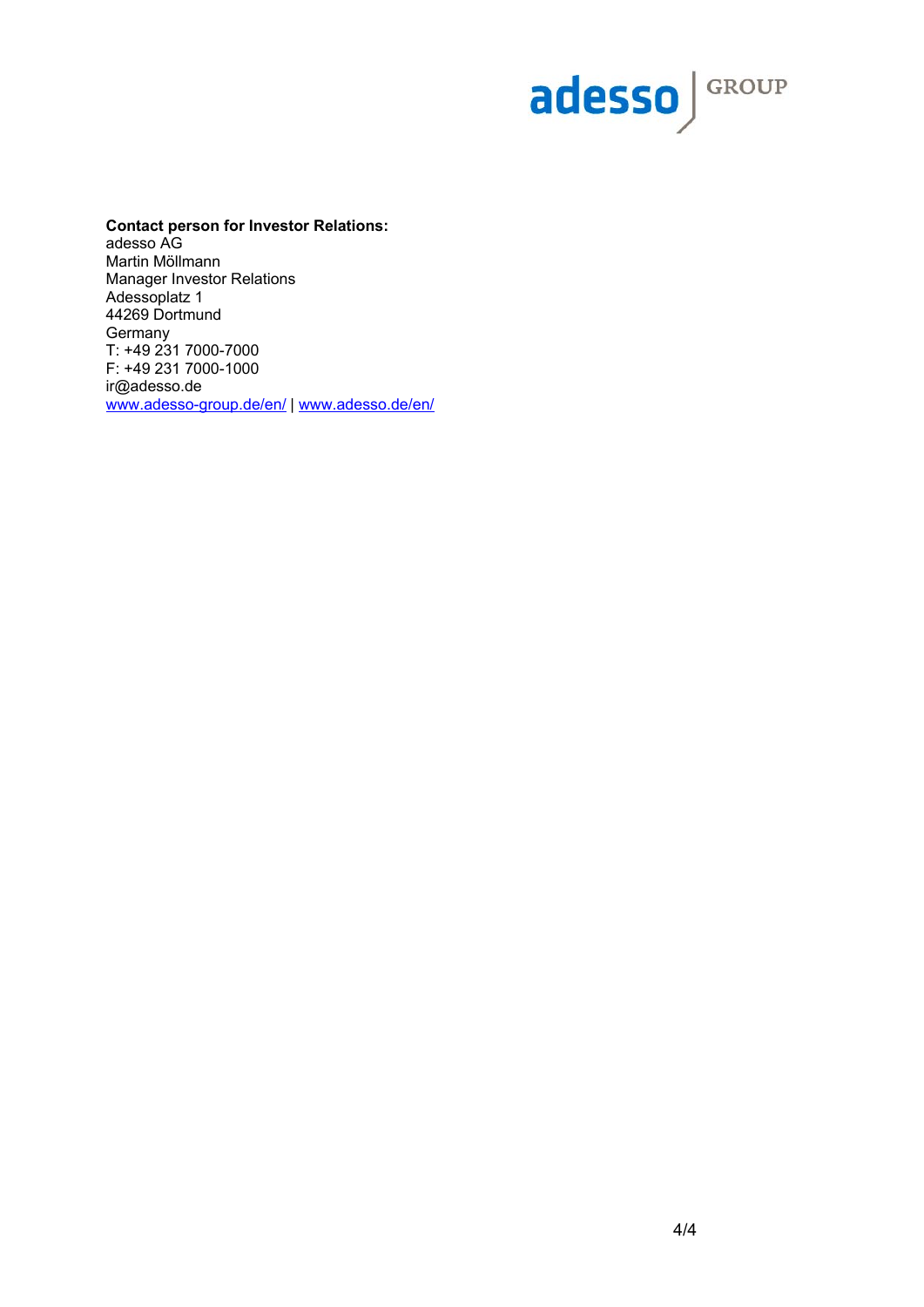**Contact person for Investor Relations:**
adesso AG
Martin Möllmann
Manager Investor Relations
Adessoplatz 1
44269 Dortmund
Germany
T: +49 231 7000-7000
F: +49 231 7000-1000
ir@adesso.de
www.adesso-group.de/en/ | www.adesso.de/en/